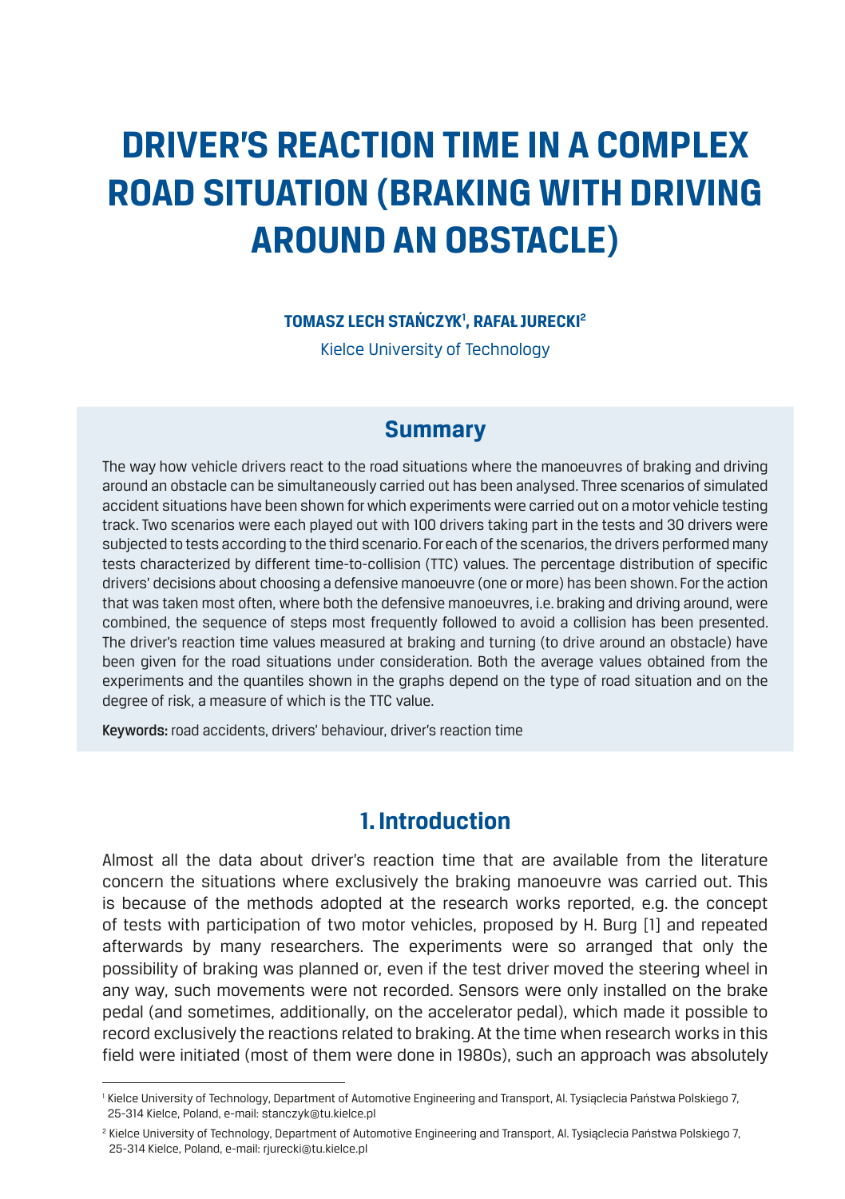# DRIVER'S REACTION TIME IN A COMPLEX ROAD SITUATION (BRAKING WITH DRIVING AROUND AN OBSTACLE)

**TOMASZ LECH STAŃCZYK[1], RAFAŁ JURECKI[2]**

Kielce University of Technology

## Summary

The way how vehicle drivers react to the road situations where the manoeuvres of braking and driving around an obstacle can be simultaneously carried out has been analysed. Three scenarios of simulated accident situations have been shown for which experiments were carried out on a motor vehicle testing track. Two scenarios were each played out with 100 drivers taking part in the tests and 30 drivers were subjected to tests according to the third scenario. For each of the scenarios, the drivers performed many tests characterized by different time-to-collision (TTC) values. The percentage distribution of specific drivers' decisions about choosing a defensive manoeuvre (one or more) has been shown. For the action that was taken most often, where both the defensive manoeuvres, i.e. braking and driving around, were combined, the sequence of steps most frequently followed to avoid a collision has been presented. The driver's reaction time values measured at braking and turning (to drive around an obstacle) have been given for the road situations under consideration. Both the average values obtained from the experiments and the quantiles shown in the graphs depend on the type of road situation and on the degree of risk, a measure of which is the TTC value.

**Keywords:** road accidents, drivers' behaviour, driver's reaction time

## 1. Introduction

Almost all the data about driver's reaction time that are available from the literature concern the situations where exclusively the braking manoeuvre was carried out. This is because of the methods adopted at the research works reported, e.g. the concept of tests with participation of two motor vehicles, proposed by H. Burg [1] and repeated afterwards by many researchers. The experiments were so arranged that only the possibility of braking was planned or, even if the test driver moved the steering wheel in any way, such movements were not recorded. Sensors were only installed on the brake pedal (and sometimes, additionally, on the accelerator pedal), which made it possible to record exclusively the reactions related to braking. At the time when research works in this field were initiated (most of them were done in 1980s), such an approach was absolutely

---

[1] Kielce University of Technology, Department of Automotive Engineering and Transport, Al. Tysiąclecia Państwa Polskiego 7, 25-314 Kielce, Poland, e-mail: stanczyk@tu.kielce.pl

[2] Kielce University of Technology, Department of Automotive Engineering and Transport, Al. Tysiąclecia Państwa Polskiego 7, 25-314 Kielce, Poland, e-mail: rjurecki@tu.kielce.pl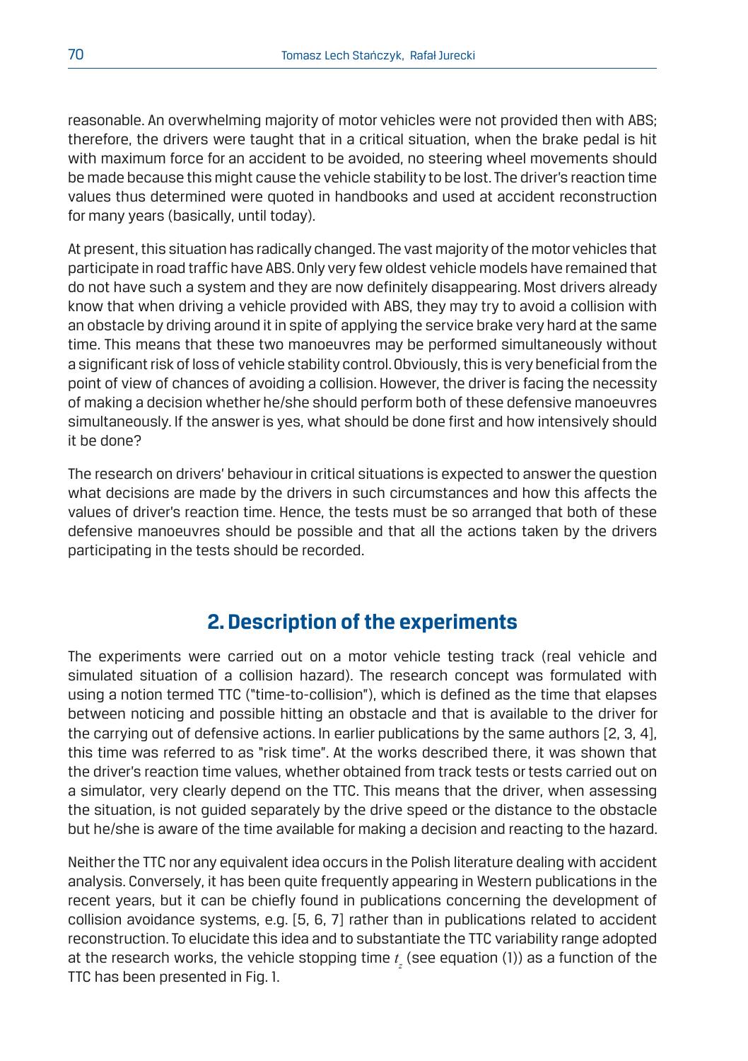reasonable. An overwhelming majority of motor vehicles were not provided then with ABS; therefore, the drivers were taught that in a critical situation, when the brake pedal is hit with maximum force for an accident to be avoided, no steering wheel movements should be made because this might cause the vehicle stability to be lost. The driver's reaction time values thus determined were quoted in handbooks and used at accident reconstruction for many years (basically, until today).

At present, this situation has radically changed. The vast majority of the motor vehicles that participate in road traffic have ABS. Only very few oldest vehicle models have remained that do not have such a system and they are now definitely disappearing. Most drivers already know that when driving a vehicle provided with ABS, they may try to avoid a collision with an obstacle by driving around it in spite of applying the service brake very hard at the same time. This means that these two manoeuvres may be performed simultaneously without a significant risk of loss of vehicle stability control. Obviously, this is very beneficial from the point of view of chances of avoiding a collision. However, the driver is facing the necessity of making a decision whether he/she should perform both of these defensive manoeuvres simultaneously. If the answer is yes, what should be done first and how intensively should it be done?

The research on drivers' behaviour in critical situations is expected to answer the question what decisions are made by the drivers in such circumstances and how this affects the values of driver's reaction time. Hence, the tests must be so arranged that both of these defensive manoeuvres should be possible and that all the actions taken by the drivers participating in the tests should be recorded.

## 2. Description of the experiments

The experiments were carried out on a motor vehicle testing track (real vehicle and simulated situation of a collision hazard). The research concept was formulated with using a notion termed TTC ("time-to-collision"), which is defined as the time that elapses between noticing and possible hitting an obstacle and that is available to the driver for the carrying out of defensive actions. In earlier publications by the same authors [2, 3, 4], this time was referred to as "risk time". At the works described there, it was shown that the driver's reaction time values, whether obtained from track tests or tests carried out on a simulator, very clearly depend on the TTC. This means that the driver, when assessing the situation, is not guided separately by the drive speed or the distance to the obstacle but he/she is aware of the time available for making a decision and reacting to the hazard.

Neither the TTC nor any equivalent idea occurs in the Polish literature dealing with accident analysis. Conversely, it has been quite frequently appearing in Western publications in the recent years, but it can be chiefly found in publications concerning the development of collision avoidance systems, e.g. [5, 6, 7] rather than in publications related to accident reconstruction. To elucidate this idea and to substantiate the TTC variability range adopted at the research works, the vehicle stopping time $t_z$ (see equation (1)) as a function of the TTC has been presented in Fig. 1.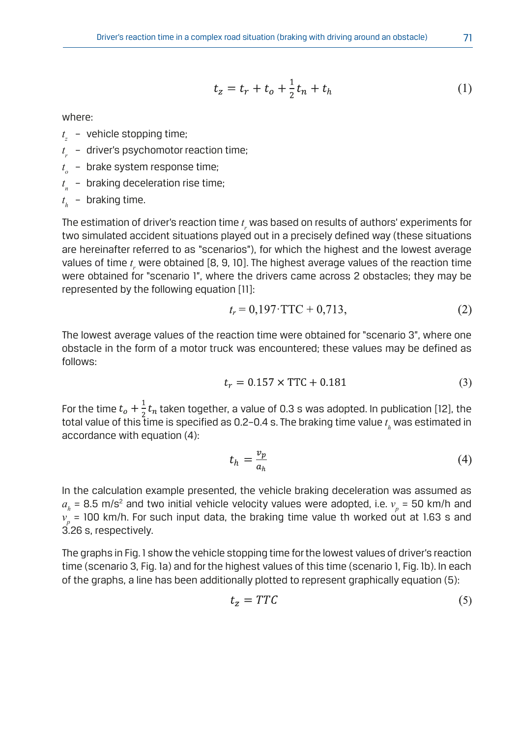$$t_z = t_r + t_o + \frac{1}{2}t_n + t_h \tag{1}$$

where:

- $t_z$ – vehicle stopping time;
- $t_r$ – driver's psychomotor reaction time;
- $t_o$ – brake system response time;
- $t_n$ – braking deceleration rise time;
- $t_h$ – braking time.

The estimation of driver's reaction time $t_r$ was based on results of authors' experiments for two simulated accident situations played out in a precisely defined way (these situations are hereinafter referred to as "scenarios"), for which the highest and the lowest average values of time $t_r$ were obtained [8, 9, 10]. The highest average values of the reaction time were obtained for "scenario 1", where the drivers came across 2 obstacles; they may be represented by the following equation [11]:

$$t_r = 0{,}197 \cdot \mathrm{TTC} + 0{,}713, \tag{2}$$

The lowest average values of the reaction time were obtained for "scenario 3", where one obstacle in the form of a motor truck was encountered; these values may be defined as follows:

$$t_r = 0.157 \times \mathrm{TTC} + 0.181 \tag{3}$$

For the time $t_o + \frac{1}{2}t_n$ taken together, a value of 0.3 s was adopted. In publication [12], the total value of this time is specified as 0.2–0.4 s. The braking time value $t_h$ was estimated in accordance with equation (4):

$$t_h = \frac{v_p}{a_h} \tag{4}$$

In the calculation example presented, the vehicle braking deceleration was assumed as $a_h$ = 8.5 m/s$^2$ and two initial vehicle velocity values were adopted, i.e. $v_p$ = 50 km/h and $v_p$ = 100 km/h. For such input data, the braking time value th worked out at 1.63 s and 3.26 s, respectively.

The graphs in Fig. 1 show the vehicle stopping time for the lowest values of driver's reaction time (scenario 3, Fig. 1a) and for the highest values of this time (scenario 1, Fig. 1b). In each of the graphs, a line has been additionally plotted to represent graphically equation (5):

$$t_z = TTC \tag{5}$$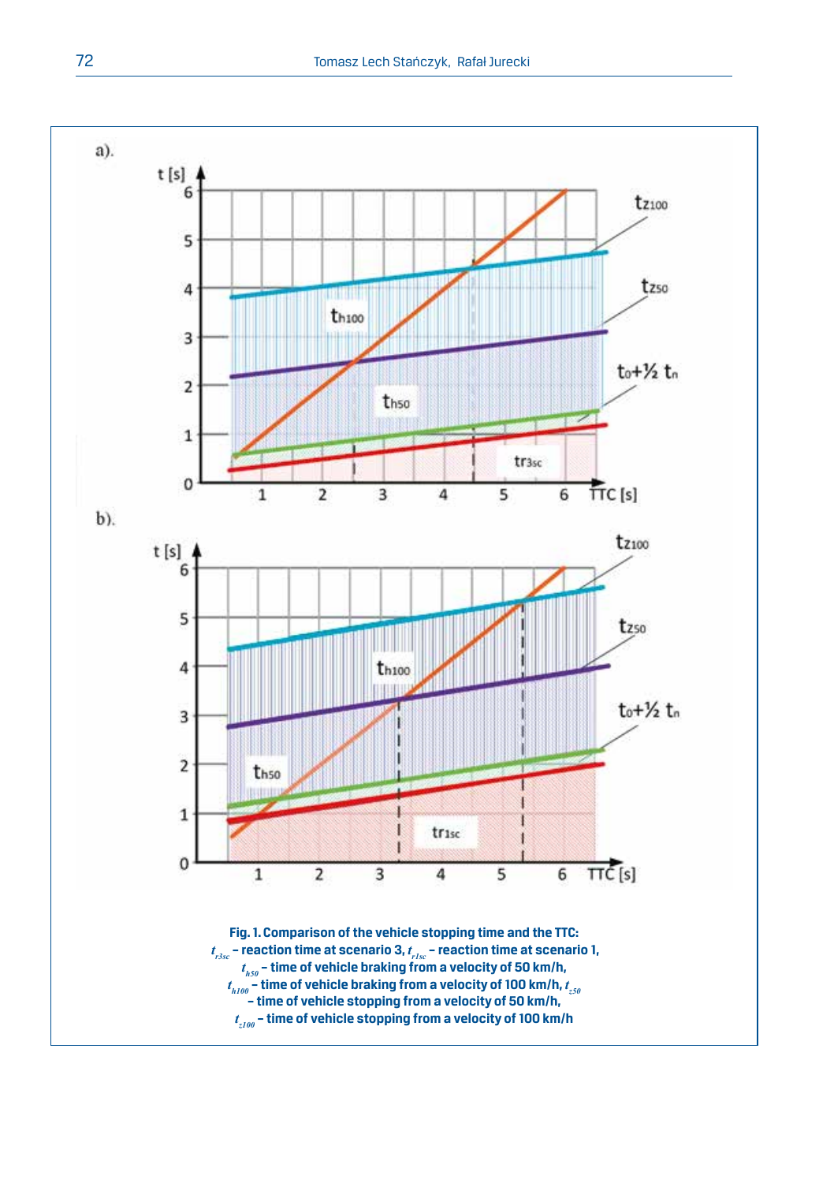**Fig. 1. Comparison of the vehicle stopping time and the TTC:**
**$t_{r3sc}$ – reaction time at scenario 3, $t_{r1sc}$ – reaction time at scenario 1,**
**$t_{h50}$ – time of vehicle braking from a velocity of 50 km/h,**
**$t_{h100}$ – time of vehicle braking from a velocity of 100 km/h, $t_{z50}$**
**– time of vehicle stopping from a velocity of 50 km/h,**
**$t_{z100}$ – time of vehicle stopping from a velocity of 100 km/h**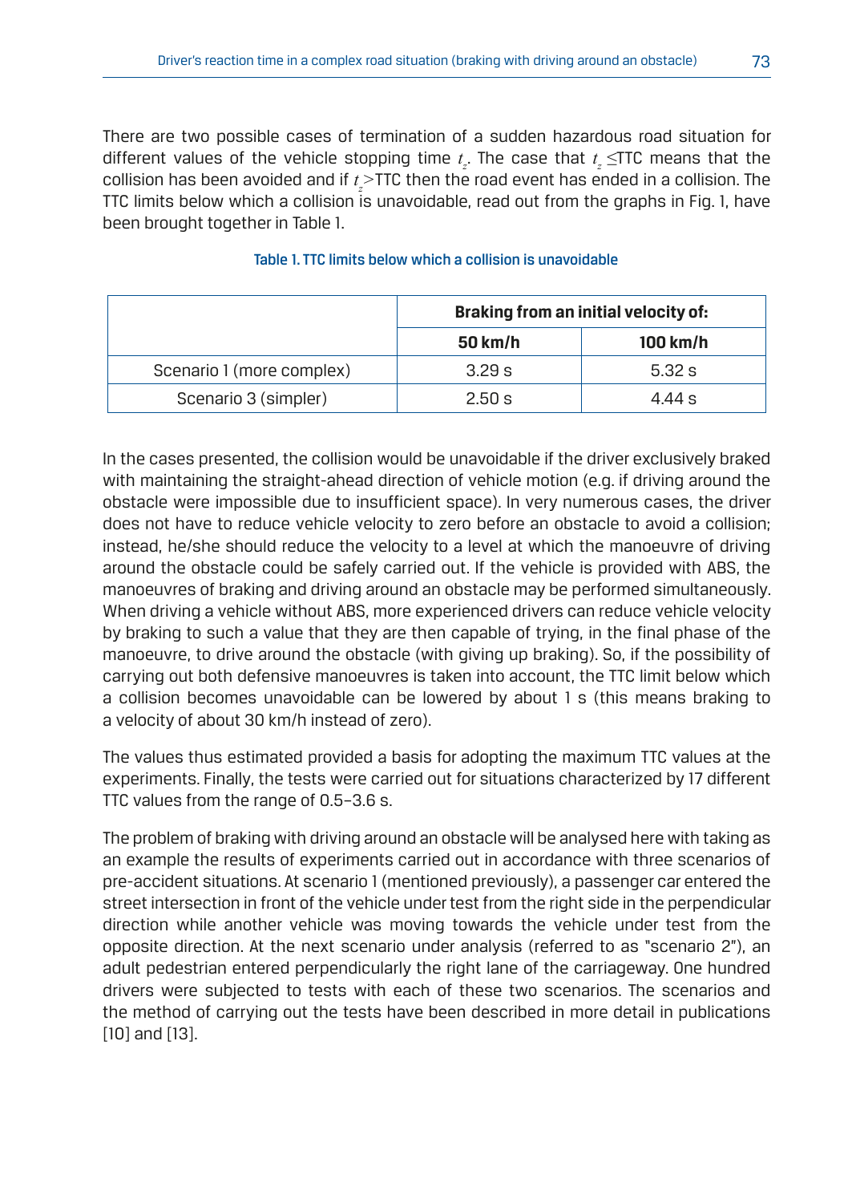There are two possible cases of termination of a sudden hazardous road situation for different values of the vehicle stopping time $t_z$. The case that $t_z \leq$TTC means that the collision has been avoided and if $t_z$>TTC then the road event has ended in a collision. The TTC limits below which a collision is unavoidable, read out from the graphs in Fig. 1, have been brought together in Table 1.

Table 1. TTC limits below which a collision is unavoidable

| | Braking from an initial velocity of: | |
|---|---|---|
| | **50 km/h** | **100 km/h** |
| Scenario 1 (more complex) | 3.29 s | 5.32 s |
| Scenario 3 (simpler) | 2.50 s | 4.44 s |

In the cases presented, the collision would be unavoidable if the driver exclusively braked with maintaining the straight-ahead direction of vehicle motion (e.g. if driving around the obstacle were impossible due to insufficient space). In very numerous cases, the driver does not have to reduce vehicle velocity to zero before an obstacle to avoid a collision; instead, he/she should reduce the velocity to a level at which the manoeuvre of driving around the obstacle could be safely carried out. If the vehicle is provided with ABS, the manoeuvres of braking and driving around an obstacle may be performed simultaneously. When driving a vehicle without ABS, more experienced drivers can reduce vehicle velocity by braking to such a value that they are then capable of trying, in the final phase of the manoeuvre, to drive around the obstacle (with giving up braking). So, if the possibility of carrying out both defensive manoeuvres is taken into account, the TTC limit below which a collision becomes unavoidable can be lowered by about 1 s (this means braking to a velocity of about 30 km/h instead of zero).

The values thus estimated provided a basis for adopting the maximum TTC values at the experiments. Finally, the tests were carried out for situations characterized by 17 different TTC values from the range of 0.5–3.6 s.

The problem of braking with driving around an obstacle will be analysed here with taking as an example the results of experiments carried out in accordance with three scenarios of pre-accident situations. At scenario 1 (mentioned previously), a passenger car entered the street intersection in front of the vehicle under test from the right side in the perpendicular direction while another vehicle was moving towards the vehicle under test from the opposite direction. At the next scenario under analysis (referred to as "scenario 2"), an adult pedestrian entered perpendicularly the right lane of the carriageway. One hundred drivers were subjected to tests with each of these two scenarios. The scenarios and the method of carrying out the tests have been described in more detail in publications [10] and [13].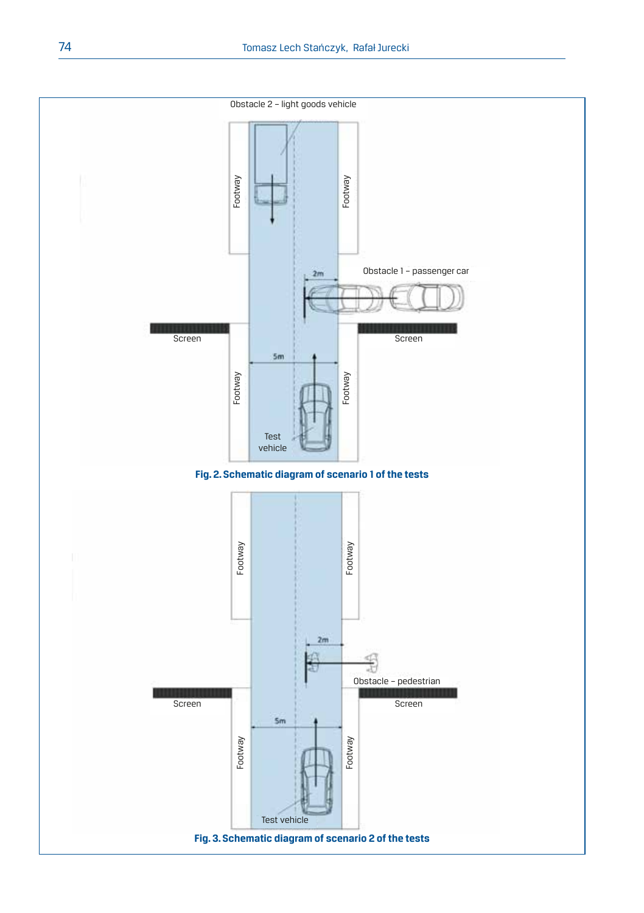Fig. 2. Schematic diagram of scenario 1 of the tests

Fig. 3. Schematic diagram of scenario 2 of the tests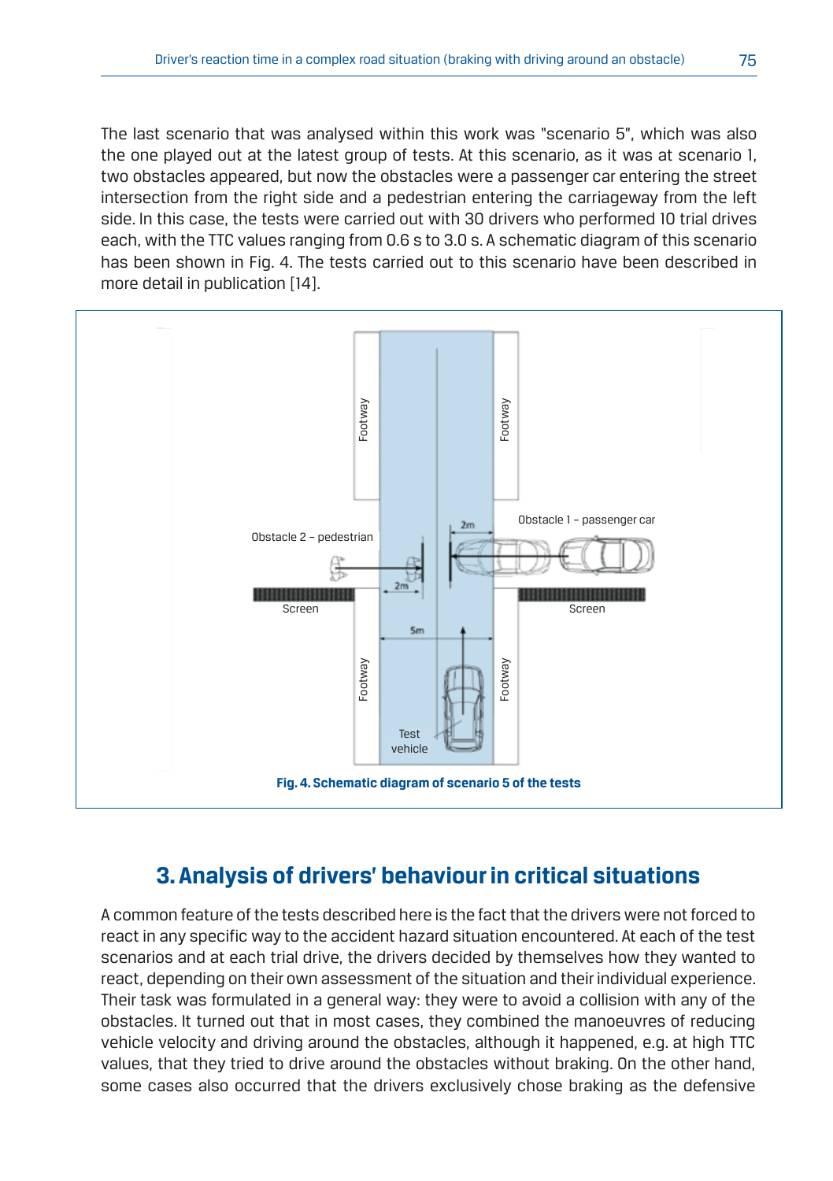The last scenario that was analysed within this work was "scenario 5", which was also the one played out at the latest group of tests. At this scenario, as it was at scenario 1, two obstacles appeared, but now the obstacles were a passenger car entering the street intersection from the right side and a pedestrian entering the carriageway from the left side. In this case, the tests were carried out with 30 drivers who performed 10 trial drives each, with the TTC values ranging from 0.6 s to 3.0 s. A schematic diagram of this scenario has been shown in Fig. 4. The tests carried out to this scenario have been described in more detail in publication [14].

**Fig. 4. Schematic diagram of scenario 5 of the tests**

## 3. Analysis of drivers' behaviour in critical situations

A common feature of the tests described here is the fact that the drivers were not forced to react in any specific way to the accident hazard situation encountered. At each of the test scenarios and at each trial drive, the drivers decided by themselves how they wanted to react, depending on their own assessment of the situation and their individual experience. Their task was formulated in a general way: they were to avoid a collision with any of the obstacles. It turned out that in most cases, they combined the manoeuvres of reducing vehicle velocity and driving around the obstacles, although it happened, e.g. at high TTC values, that they tried to drive around the obstacles without braking. On the other hand, some cases also occurred that the drivers exclusively chose braking as the defensive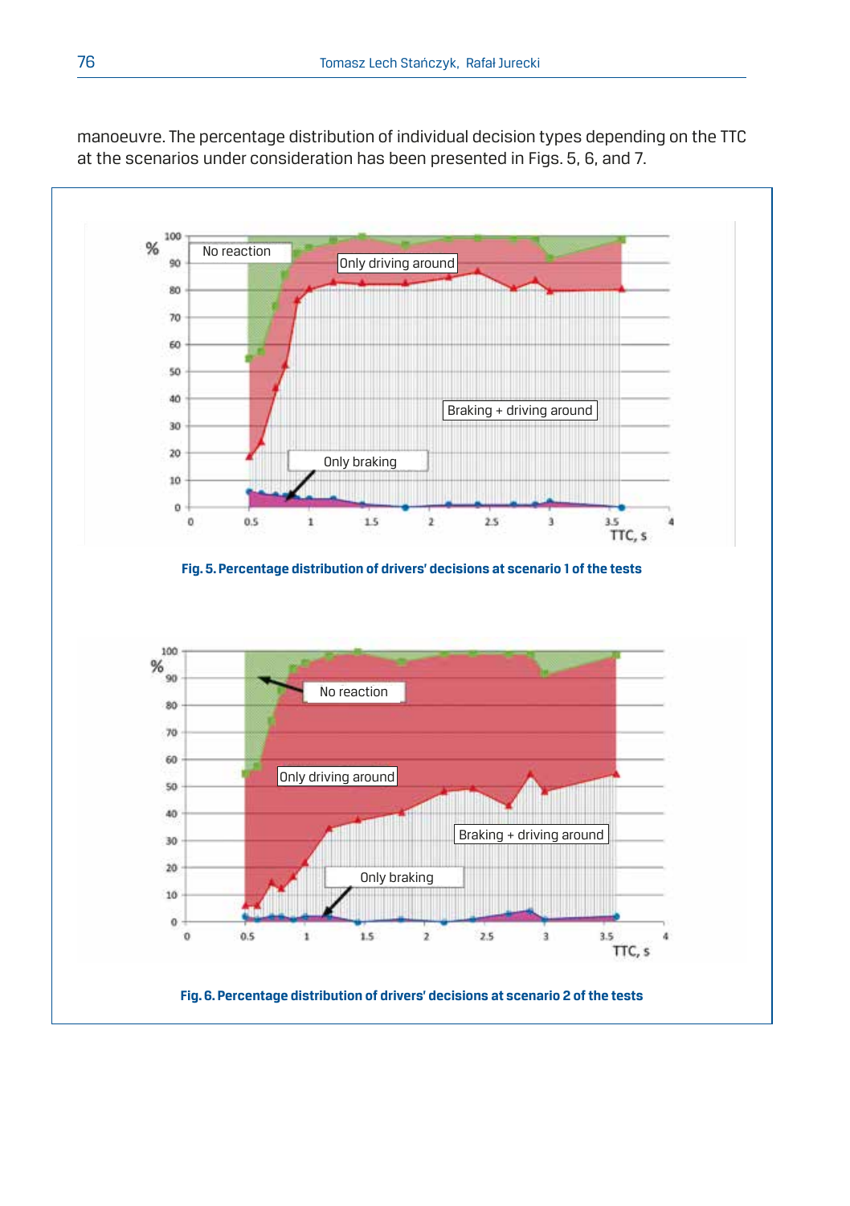manoeuvre. The percentage distribution of individual decision types depending on the TTC at the scenarios under consideration has been presented in Figs. 5, 6, and 7.

**Fig. 5. Percentage distribution of drivers' decisions at scenario 1 of the tests**

**Fig. 6. Percentage distribution of drivers' decisions at scenario 2 of the tests**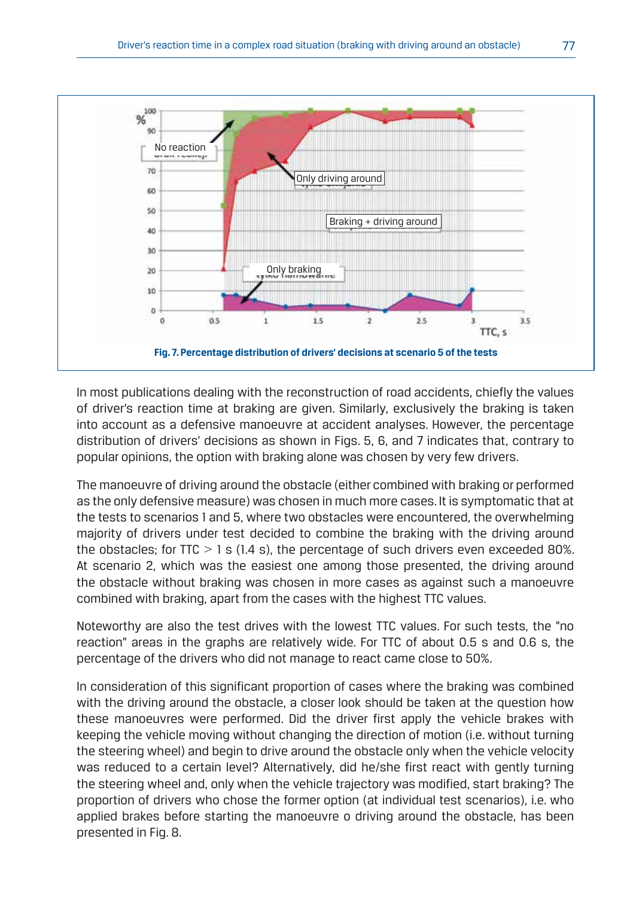Fig. 7. Percentage distribution of drivers' decisions at scenario 5 of the tests

In most publications dealing with the reconstruction of road accidents, chiefly the values of driver's reaction time at braking are given. Similarly, exclusively the braking is taken into account as a defensive manoeuvre at accident analyses. However, the percentage distribution of drivers' decisions as shown in Figs. 5, 6, and 7 indicates that, contrary to popular opinions, the option with braking alone was chosen by very few drivers.

The manoeuvre of driving around the obstacle (either combined with braking or performed as the only defensive measure) was chosen in much more cases. It is symptomatic that at the tests to scenarios 1 and 5, where two obstacles were encountered, the overwhelming majority of drivers under test decided to combine the braking with the driving around the obstacles; for TTC > 1 s (1.4 s), the percentage of such drivers even exceeded 80%. At scenario 2, which was the easiest one among those presented, the driving around the obstacle without braking was chosen in more cases as against such a manoeuvre combined with braking, apart from the cases with the highest TTC values.

Noteworthy are also the test drives with the lowest TTC values. For such tests, the "no reaction" areas in the graphs are relatively wide. For TTC of about 0.5 s and 0.6 s, the percentage of the drivers who did not manage to react came close to 50%.

In consideration of this significant proportion of cases where the braking was combined with the driving around the obstacle, a closer look should be taken at the question how these manoeuvres were performed. Did the driver first apply the vehicle brakes with keeping the vehicle moving without changing the direction of motion (i.e. without turning the steering wheel) and begin to drive around the obstacle only when the vehicle velocity was reduced to a certain level? Alternatively, did he/she first react with gently turning the steering wheel and, only when the vehicle trajectory was modified, start braking? The proportion of drivers who chose the former option (at individual test scenarios), i.e. who applied brakes before starting the manoeuvre o driving around the obstacle, has been presented in Fig. 8.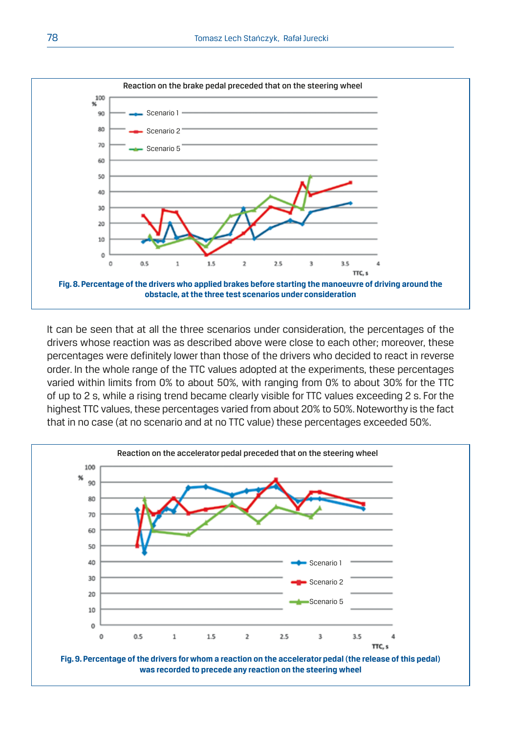Fig. 8. Percentage of the drivers who applied brakes before starting the manoeuvre of driving around the obstacle, at the three test scenarios under consideration

It can be seen that at all the three scenarios under consideration, the percentages of the drivers whose reaction was as described above were close to each other; moreover, these percentages were definitely lower than those of the drivers who decided to react in reverse order. In the whole range of the TTC values adopted at the experiments, these percentages varied within limits from 0% to about 50%, with ranging from 0% to about 30% for the TTC of up to 2 s, while a rising trend became clearly visible for TTC values exceeding 2 s. For the highest TTC values, these percentages varied from about 20% to 50%. Noteworthy is the fact that in no case (at no scenario and at no TTC value) these percentages exceeded 50%.

Fig. 9. Percentage of the drivers for whom a reaction on the accelerator pedal (the release of this pedal) was recorded to precede any reaction on the steering wheel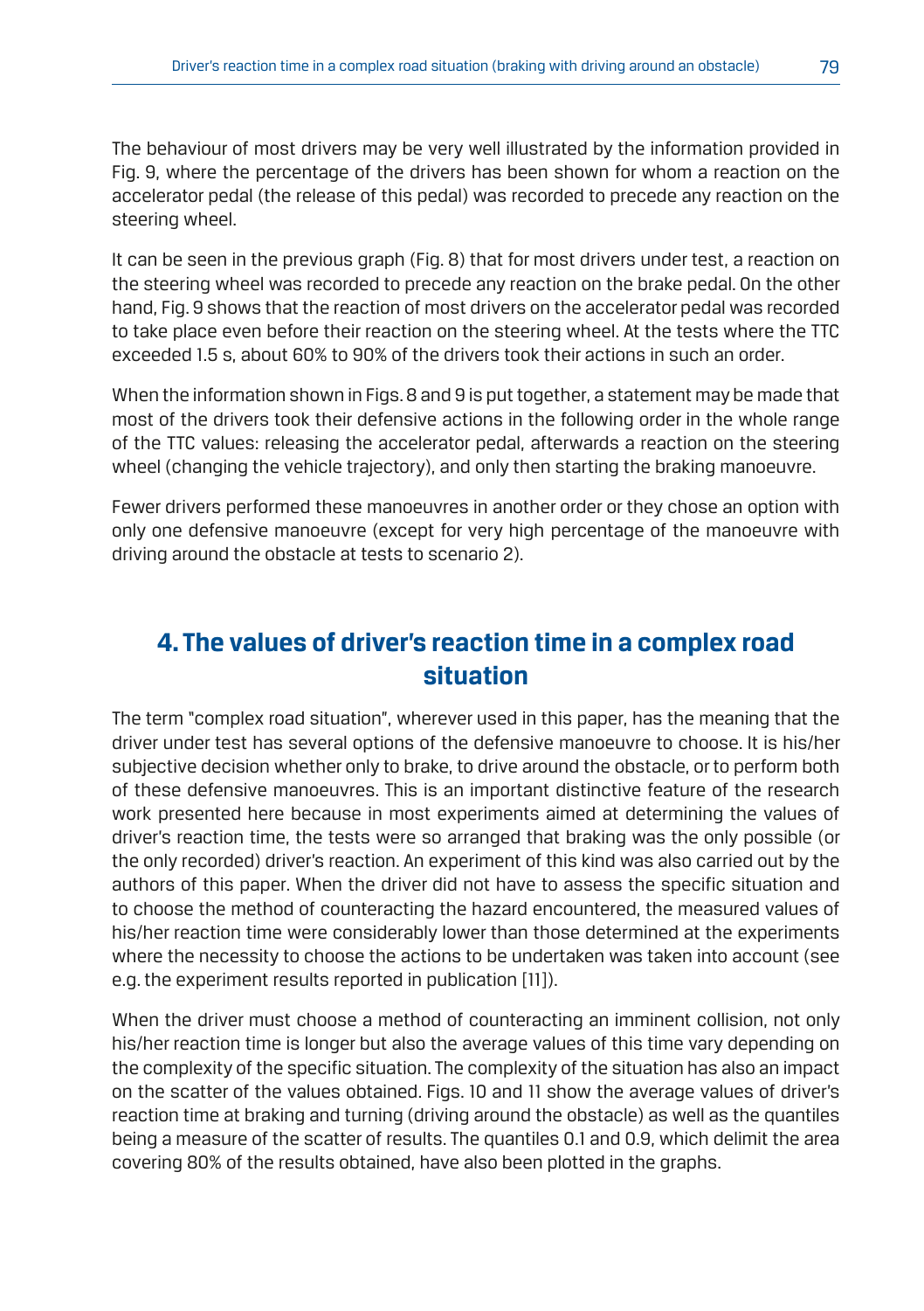The behaviour of most drivers may be very well illustrated by the information provided in Fig. 9, where the percentage of the drivers has been shown for whom a reaction on the accelerator pedal (the release of this pedal) was recorded to precede any reaction on the steering wheel.

It can be seen in the previous graph (Fig. 8) that for most drivers under test, a reaction on the steering wheel was recorded to precede any reaction on the brake pedal. On the other hand, Fig. 9 shows that the reaction of most drivers on the accelerator pedal was recorded to take place even before their reaction on the steering wheel. At the tests where the TTC exceeded 1.5 s, about 60% to 90% of the drivers took their actions in such an order.

When the information shown in Figs. 8 and 9 is put together, a statement may be made that most of the drivers took their defensive actions in the following order in the whole range of the TTC values: releasing the accelerator pedal, afterwards a reaction on the steering wheel (changing the vehicle trajectory), and only then starting the braking manoeuvre.

Fewer drivers performed these manoeuvres in another order or they chose an option with only one defensive manoeuvre (except for very high percentage of the manoeuvre with driving around the obstacle at tests to scenario 2).

## 4. The values of driver's reaction time in a complex road situation

The term "complex road situation", wherever used in this paper, has the meaning that the driver under test has several options of the defensive manoeuvre to choose. It is his/her subjective decision whether only to brake, to drive around the obstacle, or to perform both of these defensive manoeuvres. This is an important distinctive feature of the research work presented here because in most experiments aimed at determining the values of driver's reaction time, the tests were so arranged that braking was the only possible (or the only recorded) driver's reaction. An experiment of this kind was also carried out by the authors of this paper. When the driver did not have to assess the specific situation and to choose the method of counteracting the hazard encountered, the measured values of his/her reaction time were considerably lower than those determined at the experiments where the necessity to choose the actions to be undertaken was taken into account (see e.g. the experiment results reported in publication [11]).

When the driver must choose a method of counteracting an imminent collision, not only his/her reaction time is longer but also the average values of this time vary depending on the complexity of the specific situation. The complexity of the situation has also an impact on the scatter of the values obtained. Figs. 10 and 11 show the average values of driver's reaction time at braking and turning (driving around the obstacle) as well as the quantiles being a measure of the scatter of results. The quantiles 0.1 and 0.9, which delimit the area covering 80% of the results obtained, have also been plotted in the graphs.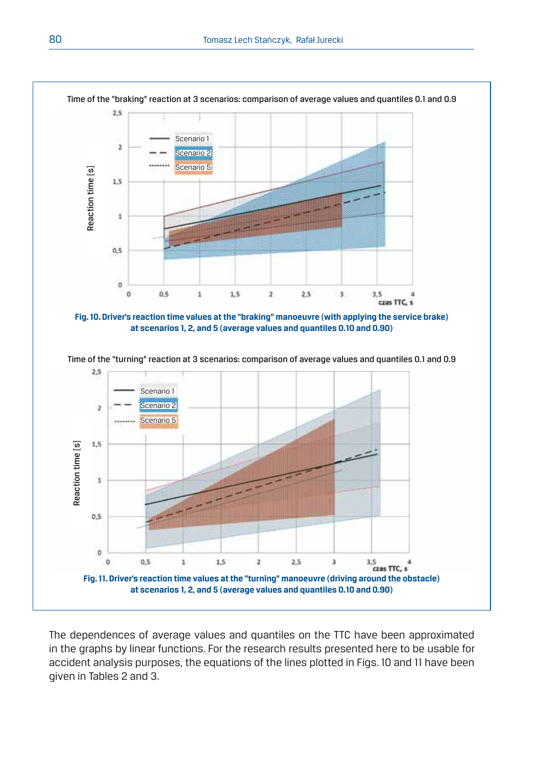Fig. 10. Driver's reaction time values at the "braking" manoeuvre (with applying the service brake) at scenarios 1, 2, and 5 (average values and quantiles 0.10 and 0.90)

Fig. 11. Driver's reaction time values at the "turning" manoeuvre (driving around the obstacle) at scenarios 1, 2, and 5 (average values and quantiles 0.10 and 0.90)

The dependences of average values and quantiles on the TTC have been approximated in the graphs by linear functions. For the research results presented here to be usable for accident analysis purposes, the equations of the lines plotted in Figs. 10 and 11 have been given in Tables 2 and 3.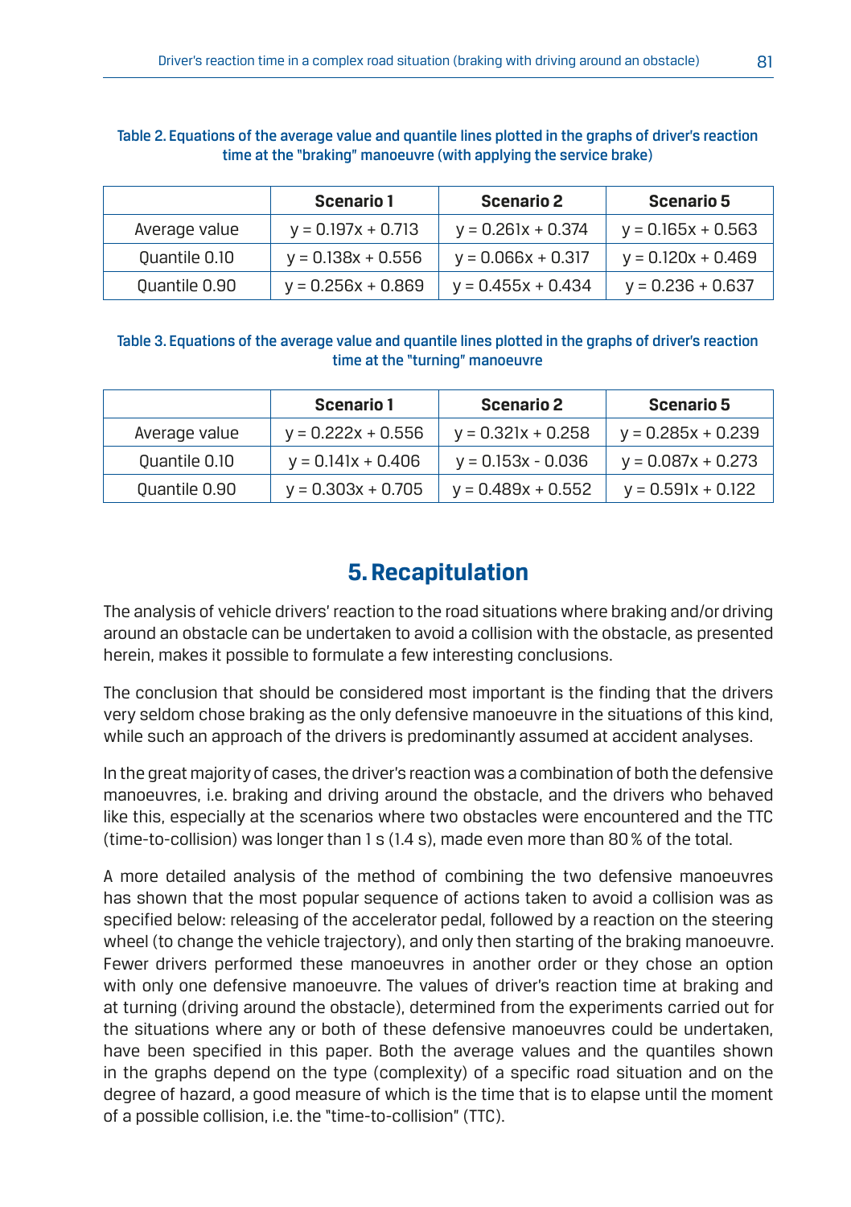Table 2. Equations of the average value and quantile lines plotted in the graphs of driver's reaction time at the "braking" manoeuvre (with applying the service brake)

| | Scenario 1 | Scenario 2 | Scenario 5 |
|---|---|---|---|
| Average value | $y = 0.197x + 0.713$ | $y = 0.261x + 0.374$ | $y = 0.165x + 0.563$ |
| Quantile 0.10 | $y = 0.138x + 0.556$ | $y = 0.066x + 0.317$ | $y = 0.120x + 0.469$ |
| Quantile 0.90 | $y = 0.256x + 0.869$ | $y = 0.455x + 0.434$ | $y = 0.236 + 0.637$ |

Table 3. Equations of the average value and quantile lines plotted in the graphs of driver's reaction time at the "turning" manoeuvre

| | Scenario 1 | Scenario 2 | Scenario 5 |
|---|---|---|---|
| Average value | $y = 0.222x + 0.556$ | $y = 0.321x + 0.258$ | $y = 0.285x + 0.239$ |
| Quantile 0.10 | $y = 0.141x + 0.406$ | $y = 0.153x - 0.036$ | $y = 0.087x + 0.273$ |
| Quantile 0.90 | $y = 0.303x + 0.705$ | $y = 0.489x + 0.552$ | $y = 0.591x + 0.122$ |

## 5. Recapitulation

The analysis of vehicle drivers' reaction to the road situations where braking and/or driving around an obstacle can be undertaken to avoid a collision with the obstacle, as presented herein, makes it possible to formulate a few interesting conclusions.

The conclusion that should be considered most important is the finding that the drivers very seldom chose braking as the only defensive manoeuvre in the situations of this kind, while such an approach of the drivers is predominantly assumed at accident analyses.

In the great majority of cases, the driver's reaction was a combination of both the defensive manoeuvres, i.e. braking and driving around the obstacle, and the drivers who behaved like this, especially at the scenarios where two obstacles were encountered and the TTC (time-to-collision) was longer than 1 s (1.4 s), made even more than 80 % of the total.

A more detailed analysis of the method of combining the two defensive manoeuvres has shown that the most popular sequence of actions taken to avoid a collision was as specified below: releasing of the accelerator pedal, followed by a reaction on the steering wheel (to change the vehicle trajectory), and only then starting of the braking manoeuvre. Fewer drivers performed these manoeuvres in another order or they chose an option with only one defensive manoeuvre. The values of driver's reaction time at braking and at turning (driving around the obstacle), determined from the experiments carried out for the situations where any or both of these defensive manoeuvres could be undertaken, have been specified in this paper. Both the average values and the quantiles shown in the graphs depend on the type (complexity) of a specific road situation and on the degree of hazard, a good measure of which is the time that is to elapse until the moment of a possible collision, i.e. the "time-to-collision" (TTC).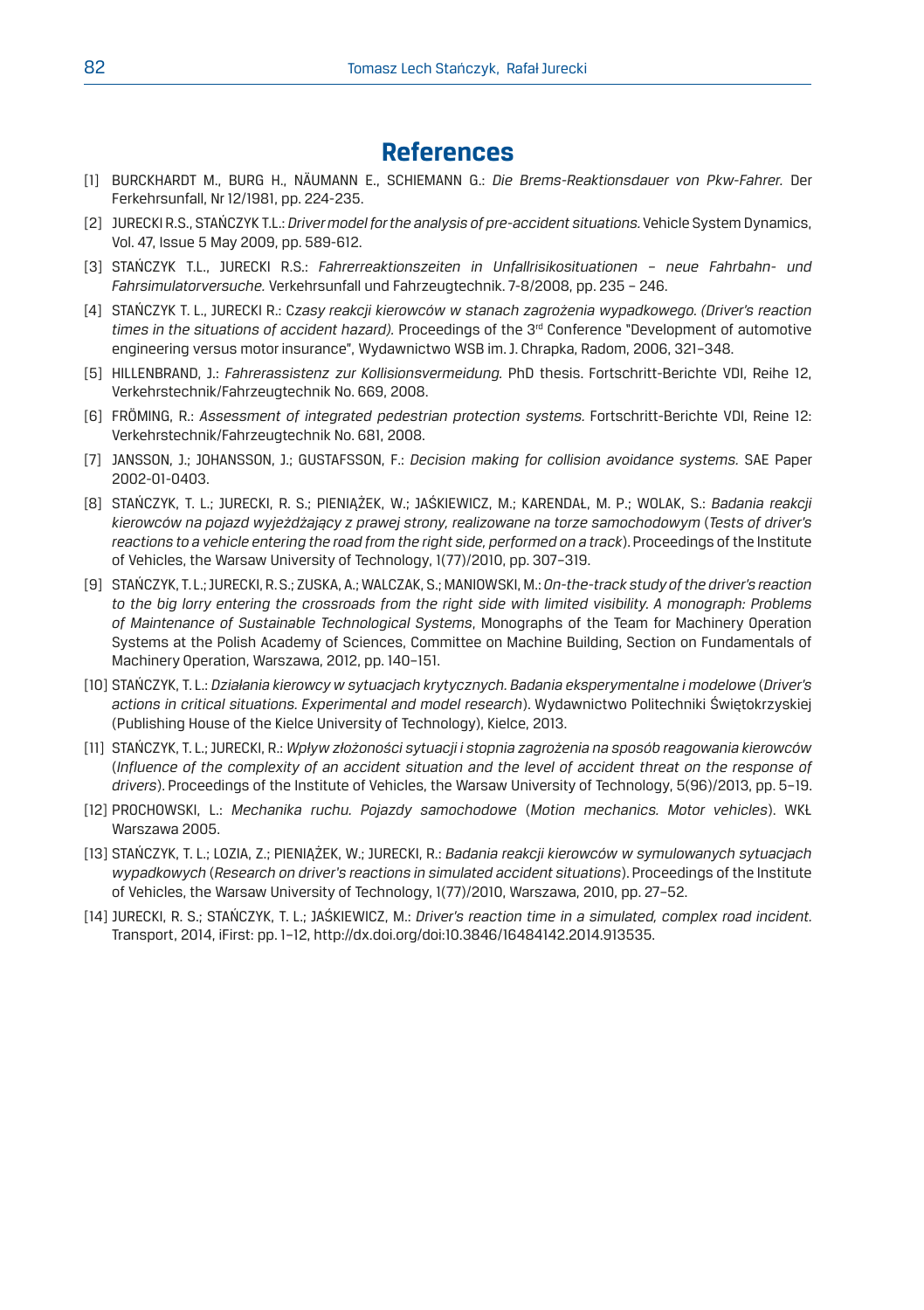# References

[1] BURCKHARDT M., BURG H., NÄUMANN E., SCHIEMANN G.: *Die Brems-Reaktionsdauer von Pkw-Fahrer.* Der Ferkehrsunfall, Nr 12/1981, pp. 224-235.

[2] JURECKI R.S., STAŃCZYK T.L.: *Driver model for the analysis of pre-accident situations.* Vehicle System Dynamics, Vol. 47, Issue 5 May 2009, pp. 589-612.

[3] STAŃCZYK T.L., JURECKI R.S.: *Fahrerreaktionszeiten in Unfallrisikosituationen – neue Fahrbahn- und Fahrsimulatorversuche.* Verkehrsunfall und Fahrzeugtechnik. 7-8/2008, pp. 235 – 246.

[4] STAŃCZYK T. L., JURECKI R.: C*zasy reakcji kierowców w stanach zagrożenia wypadkowego. (Driver's reaction times in the situations of accident hazard).* Proceedings of the 3rd Conference "Development of automotive engineering versus motor insurance", Wydawnictwo WSB im. J. Chrapka, Radom, 2006, 321–348.

[5] HILLENBRAND, J.: *Fahrerassistenz zur Kollisionsvermeidung.* PhD thesis. Fortschritt-Berichte VDI, Reihe 12, Verkehrstechnik/Fahrzeugtechnik No. 669, 2008.

[6] FRÖMING, R.: *Assessment of integrated pedestrian protection systems.* Fortschritt-Berichte VDI, Reine 12: Verkehrstechnik/Fahrzeugtechnik No. 681, 2008.

[7] JANSSON, J.; JOHANSSON, J.; GUSTAFSSON, F.: *Decision making for collision avoidance systems.* SAE Paper 2002-01-0403.

[8] STAŃCZYK, T. L.; JURECKI, R. S.; PIENIĄŻEK, W.; JAŚKIEWICZ, M.; KARENDAŁ, M. P.; WOLAK, S.: *Badania reakcji kierowców na pojazd wyjeżdżający z prawej strony, realizowane na torze samochodowym* (*Tests of driver's reactions to a vehicle entering the road from the right side, performed on a track*). Proceedings of the Institute of Vehicles, the Warsaw University of Technology, 1(77)/2010, pp. 307–319.

[9] STAŃCZYK, T. L.; JURECKI, R. S.; ZUSKA, A.; WALCZAK, S.; MANIOWSKI, M.: *On-the-track study of the driver's reaction to the big lorry entering the crossroads from the right side with limited visibility. A monograph: Problems of Maintenance of Sustainable Technological Systems*, Monographs of the Team for Machinery Operation Systems at the Polish Academy of Sciences, Committee on Machine Building, Section on Fundamentals of Machinery Operation, Warszawa, 2012, pp. 140–151.

[10] STAŃCZYK, T. L.: *Działania kierowcy w sytuacjach krytycznych. Badania eksperymentalne i modelowe* (*Driver's actions in critical situations. Experimental and model research*). Wydawnictwo Politechniki Świętokrzyskiej (Publishing House of the Kielce University of Technology), Kielce, 2013.

[11] STAŃCZYK, T. L.; JURECKI, R.: *Wpływ złożoności sytuacji i stopnia zagrożenia na sposób reagowania kierowców* (*Influence of the complexity of an accident situation and the level of accident threat on the response of drivers*). Proceedings of the Institute of Vehicles, the Warsaw University of Technology, 5(96)/2013, pp. 5–19.

[12] PROCHOWSKI, L.: *Mechanika ruchu. Pojazdy samochodowe* (*Motion mechanics. Motor vehicles*). WKŁ Warszawa 2005.

[13] STAŃCZYK, T. L.; LOZIA, Z.; PIENIĄŻEK, W.; JURECKI, R.: *Badania reakcji kierowców w symulowanych sytuacjach wypadkowych* (*Research on driver's reactions in simulated accident situations*). Proceedings of the Institute of Vehicles, the Warsaw University of Technology, 1(77)/2010, Warszawa, 2010, pp. 27–52.

[14] JURECKI, R. S.; STAŃCZYK, T. L.; JAŚKIEWICZ, M.: *Driver's reaction time in a simulated, complex road incident.* Transport, 2014, iFirst: pp. 1–12, http://dx.doi.org/doi:10.3846/16484142.2014.913535.